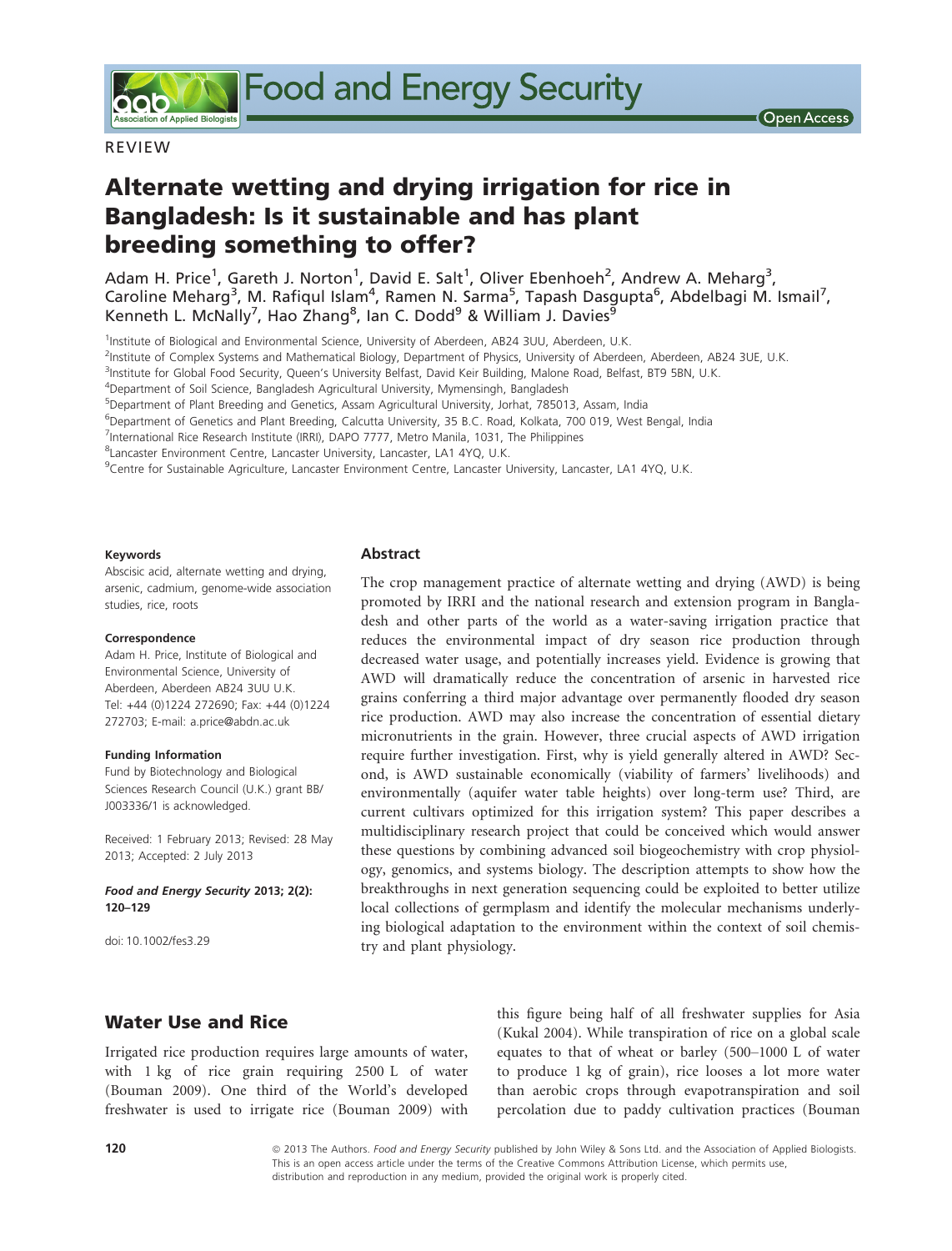REVIEW

# Alternate wetting and drying irrigation for rice in Bangladesh: Is it sustainable and has plant breeding something to offer?

Adam H. Price[1], Gareth J. Norton[1], David E. Salt[1], Oliver Ebenhoeh[2], Andrew A. Meharg[3], Caroline Meharg[3], M. Rafiqul Islam[4], Ramen N. Sarma[5], Tapash Dasgupta[6], Abdelbagi M. Ismail[7], Kenneth L. McNally[7], Hao Zhang[8], Ian C. Dodd[9] & William J. Davies[9]

[1]Institute of Biological and Environmental Science, University of Aberdeen, AB24 3UU, Aberdeen, U.K.
[2]Institute of Complex Systems and Mathematical Biology, Department of Physics, University of Aberdeen, Aberdeen, AB24 3UE, U.K.
[3]Institute for Global Food Security, Queen's University Belfast, David Keir Building, Malone Road, Belfast, BT9 5BN, U.K.
[4]Department of Soil Science, Bangladesh Agricultural University, Mymensingh, Bangladesh
[5]Department of Plant Breeding and Genetics, Assam Agricultural University, Jorhat, 785013, Assam, India
[6]Department of Genetics and Plant Breeding, Calcutta University, 35 B.C. Road, Kolkata, 700 019, West Bengal, India
[7]International Rice Research Institute (IRRI), DAPO 7777, Metro Manila, 1031, The Philippines
[8]Lancaster Environment Centre, Lancaster University, Lancaster, LA1 4YQ, U.K.
[9]Centre for Sustainable Agriculture, Lancaster Environment Centre, Lancaster University, Lancaster, LA1 4YQ, U.K.

**Keywords**

Abscisic acid, alternate wetting and drying, arsenic, cadmium, genome-wide association studies, rice, roots

**Correspondence**

Adam H. Price, Institute of Biological and Environmental Science, University of Aberdeen, Aberdeen AB24 3UU U.K. Tel: +44 (0)1224 272690; Fax: +44 (0)1224 272703; E-mail: a.price@abdn.ac.uk

**Funding Information**

Fund by Biotechnology and Biological Sciences Research Council (U.K.) grant BB/J003336/1 is acknowledged.

Received: 1 February 2013; Revised: 28 May 2013; Accepted: 2 July 2013

***Food and Energy Security* 2013; 2(2): 120–129**

doi: 10.1002/fes3.29

## Abstract

The crop management practice of alternate wetting and drying (AWD) is being promoted by IRRI and the national research and extension program in Bangladesh and other parts of the world as a water-saving irrigation practice that reduces the environmental impact of dry season rice production through decreased water usage, and potentially increases yield. Evidence is growing that AWD will dramatically reduce the concentration of arsenic in harvested rice grains conferring a third major advantage over permanently flooded dry season rice production. AWD may also increase the concentration of essential dietary micronutrients in the grain. However, three crucial aspects of AWD irrigation require further investigation. First, why is yield generally altered in AWD? Second, is AWD sustainable economically (viability of farmers' livelihoods) and environmentally (aquifer water table heights) over long-term use? Third, are current cultivars optimized for this irrigation system? This paper describes a multidisciplinary research project that could be conceived which would answer these questions by combining advanced soil biogeochemistry with crop physiology, genomics, and systems biology. The description attempts to show how the breakthroughs in next generation sequencing could be exploited to better utilize local collections of germplasm and identify the molecular mechanisms underlying biological adaptation to the environment within the context of soil chemistry and plant physiology.

## Water Use and Rice

Irrigated rice production requires large amounts of water, with 1 kg of rice grain requiring 2500 L of water (Bouman 2009). One third of the World's developed freshwater is used to irrigate rice (Bouman 2009) with this figure being half of all freshwater supplies for Asia (Kukal 2004). While transpiration of rice on a global scale equates to that of wheat or barley (500–1000 L of water to produce 1 kg of grain), rice looses a lot more water than aerobic crops through evapotranspiration and soil percolation due to paddy cultivation practices (Bouman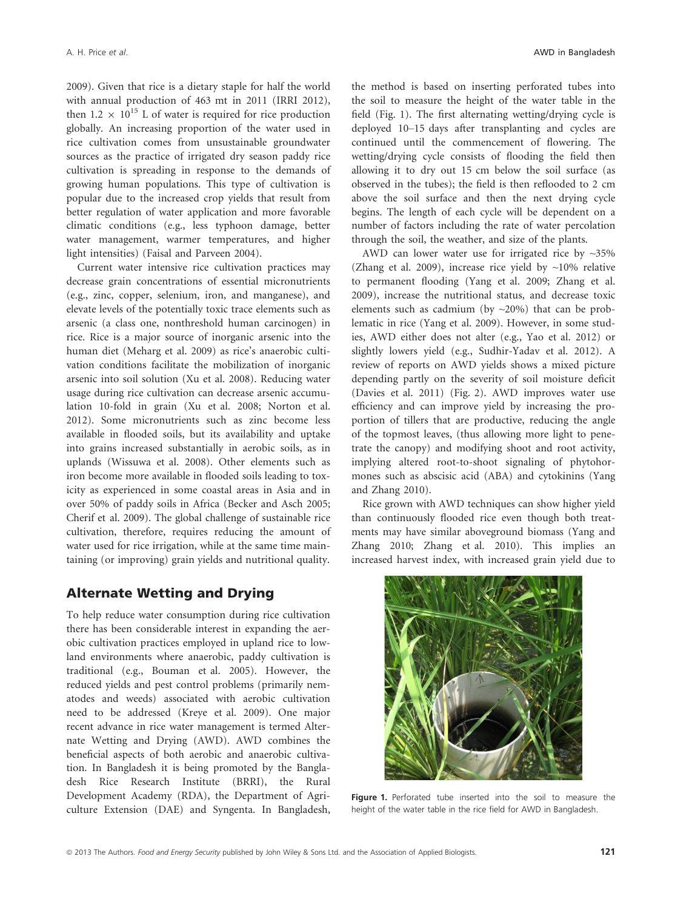2009). Given that rice is a dietary staple for half the world with annual production of 463 mt in 2011 (IRRI 2012), then $1.2 \times 10^{15}$ L of water is required for rice production globally. An increasing proportion of the water used in rice cultivation comes from unsustainable groundwater sources as the practice of irrigated dry season paddy rice cultivation is spreading in response to the demands of growing human populations. This type of cultivation is popular due to the increased crop yields that result from better regulation of water application and more favorable climatic conditions (e.g., less typhoon damage, better water management, warmer temperatures, and higher light intensities) (Faisal and Parveen 2004).

Current water intensive rice cultivation practices may decrease grain concentrations of essential micronutrients (e.g., zinc, copper, selenium, iron, and manganese), and elevate levels of the potentially toxic trace elements such as arsenic (a class one, nonthreshold human carcinogen) in rice. Rice is a major source of inorganic arsenic into the human diet (Meharg et al. 2009) as rice's anaerobic cultivation conditions facilitate the mobilization of inorganic arsenic into soil solution (Xu et al. 2008). Reducing water usage during rice cultivation can decrease arsenic accumulation 10-fold in grain (Xu et al. 2008; Norton et al. 2012). Some micronutrients such as zinc become less available in flooded soils, but its availability and uptake into grains increased substantially in aerobic soils, as in uplands (Wissuwa et al. 2008). Other elements such as iron become more available in flooded soils leading to toxicity as experienced in some coastal areas in Asia and in over 50% of paddy soils in Africa (Becker and Asch 2005; Cherif et al. 2009). The global challenge of sustainable rice cultivation, therefore, requires reducing the amount of water used for rice irrigation, while at the same time maintaining (or improving) grain yields and nutritional quality.

## Alternate Wetting and Drying

To help reduce water consumption during rice cultivation there has been considerable interest in expanding the aerobic cultivation practices employed in upland rice to lowland environments where anaerobic, paddy cultivation is traditional (e.g., Bouman et al. 2005). However, the reduced yields and pest control problems (primarily nematodes and weeds) associated with aerobic cultivation need to be addressed (Kreye et al. 2009). One major recent advance in rice water management is termed Alternate Wetting and Drying (AWD). AWD combines the beneficial aspects of both aerobic and anaerobic cultivation. In Bangladesh it is being promoted by the Bangladesh Rice Research Institute (BRRI), the Rural Development Academy (RDA), the Department of Agriculture Extension (DAE) and Syngenta. In Bangladesh, the method is based on inserting perforated tubes into the soil to measure the height of the water table in the field (Fig. 1). The first alternating wetting/drying cycle is deployed 10–15 days after transplanting and cycles are continued until the commencement of flowering. The wetting/drying cycle consists of flooding the field then allowing it to dry out 15 cm below the soil surface (as observed in the tubes); the field is then reflooded to 2 cm above the soil surface and then the next drying cycle begins. The length of each cycle will be dependent on a number of factors including the rate of water percolation through the soil, the weather, and size of the plants.

AWD can lower water use for irrigated rice by ~35% (Zhang et al. 2009), increase rice yield by ~10% relative to permanent flooding (Yang et al. 2009; Zhang et al. 2009), increase the nutritional status, and decrease toxic elements such as cadmium (by ~20%) that can be problematic in rice (Yang et al. 2009). However, in some studies, AWD either does not alter (e.g., Yao et al. 2012) or slightly lowers yield (e.g., Sudhir-Yadav et al. 2012). A review of reports on AWD yields shows a mixed picture depending partly on the severity of soil moisture deficit (Davies et al. 2011) (Fig. 2). AWD improves water use efficiency and can improve yield by increasing the proportion of tillers that are productive, reducing the angle of the topmost leaves, (thus allowing more light to penetrate the canopy) and modifying shoot and root activity, implying altered root-to-shoot signaling of phytohormones such as abscisic acid (ABA) and cytokinins (Yang and Zhang 2010).

Rice grown with AWD techniques can show higher yield than continuously flooded rice even though both treatments may have similar aboveground biomass (Yang and Zhang 2010; Zhang et al. 2010). This implies an increased harvest index, with increased grain yield due to

**Figure 1.** Perforated tube inserted into the soil to measure the height of the water table in the rice field for AWD in Bangladesh.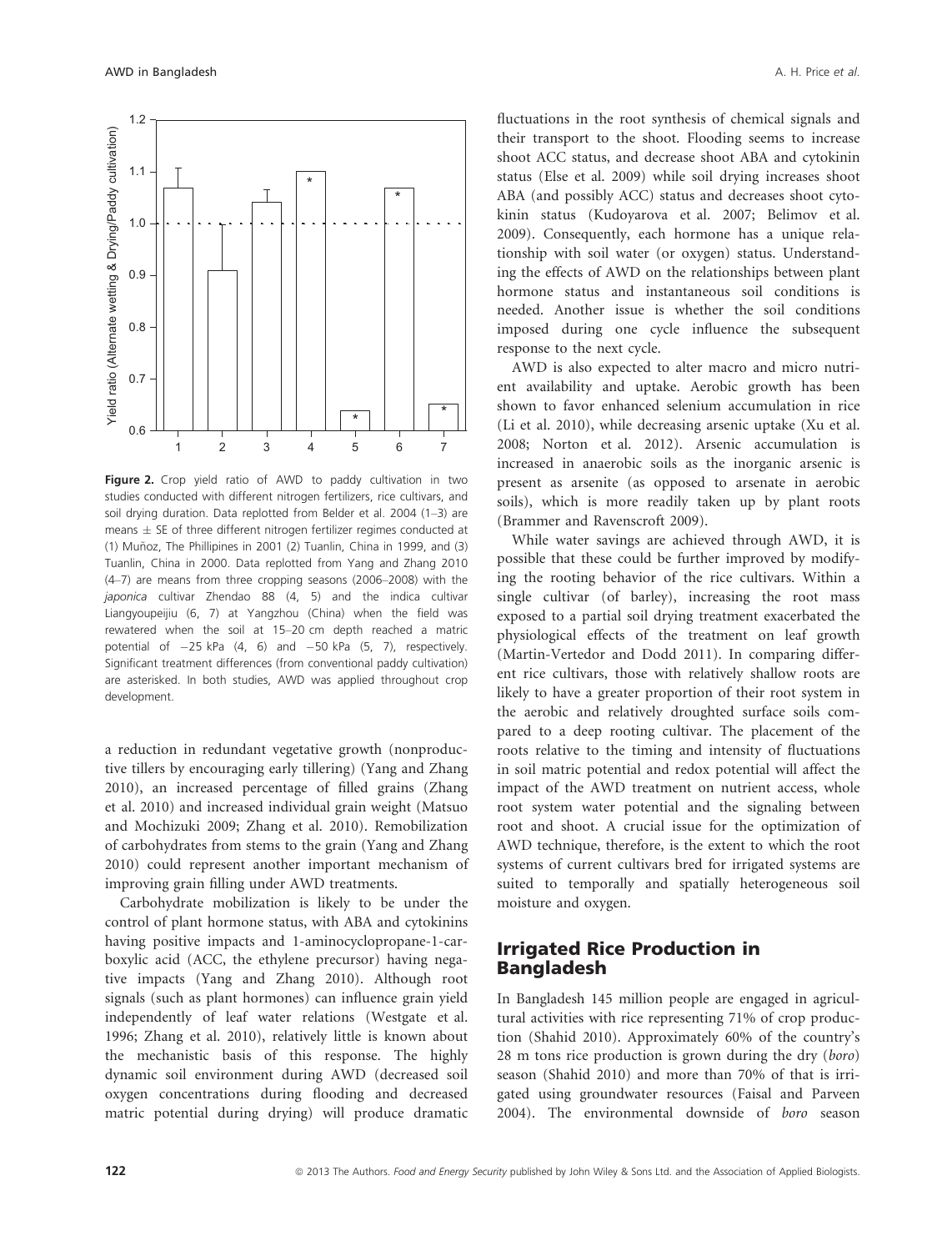**Figure 2.** Crop yield ratio of AWD to paddy cultivation in two studies conducted with different nitrogen fertilizers, rice cultivars, and soil drying duration. Data replotted from Belder et al. 2004 (1–3) are means ± SE of three different nitrogen fertilizer regimes conducted at (1) Muñoz, The Phillipines in 2001 (2) Tuanlin, China in 1999, and (3) Tuanlin, China in 2000. Data replotted from Yang and Zhang 2010 (4–7) are means from three cropping seasons (2006–2008) with the *japonica* cultivar Zhendao 88 (4, 5) and the indica cultivar Liangyoupeijiu (6, 7) at Yangzhou (China) when the field was rewatered when the soil at 15–20 cm depth reached a matric potential of −25 kPa (4, 6) and −50 kPa (5, 7), respectively. Significant treatment differences (from conventional paddy cultivation) are asterisked. In both studies, AWD was applied throughout crop development.

a reduction in redundant vegetative growth (nonproductive tillers by encouraging early tillering) (Yang and Zhang 2010), an increased percentage of filled grains (Zhang et al. 2010) and increased individual grain weight (Matsuo and Mochizuki 2009; Zhang et al. 2010). Remobilization of carbohydrates from stems to the grain (Yang and Zhang 2010) could represent another important mechanism of improving grain filling under AWD treatments.

Carbohydrate mobilization is likely to be under the control of plant hormone status, with ABA and cytokinins having positive impacts and 1-aminocyclopropane-1-carboxylic acid (ACC, the ethylene precursor) having negative impacts (Yang and Zhang 2010). Although root signals (such as plant hormones) can influence grain yield independently of leaf water relations (Westgate et al. 1996; Zhang et al. 2010), relatively little is known about the mechanistic basis of this response. The highly dynamic soil environment during AWD (decreased soil oxygen concentrations during flooding and decreased matric potential during drying) will produce dramatic fluctuations in the root synthesis of chemical signals and their transport to the shoot. Flooding seems to increase shoot ACC status, and decrease shoot ABA and cytokinin status (Else et al. 2009) while soil drying increases shoot ABA (and possibly ACC) status and decreases shoot cytokinin status (Kudoyarova et al. 2007; Belimov et al. 2009). Consequently, each hormone has a unique relationship with soil water (or oxygen) status. Understanding the effects of AWD on the relationships between plant hormone status and instantaneous soil conditions is needed. Another issue is whether the soil conditions imposed during one cycle influence the subsequent response to the next cycle.

AWD is also expected to alter macro and micro nutrient availability and uptake. Aerobic growth has been shown to favor enhanced selenium accumulation in rice (Li et al. 2010), while decreasing arsenic uptake (Xu et al. 2008; Norton et al. 2012). Arsenic accumulation is increased in anaerobic soils as the inorganic arsenic is present as arsenite (as opposed to arsenate in aerobic soils), which is more readily taken up by plant roots (Brammer and Ravenscroft 2009).

While water savings are achieved through AWD, it is possible that these could be further improved by modifying the rooting behavior of the rice cultivars. Within a single cultivar (of barley), increasing the root mass exposed to a partial soil drying treatment exacerbated the physiological effects of the treatment on leaf growth (Martin-Vertedor and Dodd 2011). In comparing different rice cultivars, those with relatively shallow roots are likely to have a greater proportion of their root system in the aerobic and relatively droughted surface soils compared to a deep rooting cultivar. The placement of the roots relative to the timing and intensity of fluctuations in soil matric potential and redox potential will affect the impact of the AWD treatment on nutrient access, whole root system water potential and the signaling between root and shoot. A crucial issue for the optimization of AWD technique, therefore, is the extent to which the root systems of current cultivars bred for irrigated systems are suited to temporally and spatially heterogeneous soil moisture and oxygen.

## Irrigated Rice Production in Bangladesh

In Bangladesh 145 million people are engaged in agricultural activities with rice representing 71% of crop production (Shahid 2010). Approximately 60% of the country's 28 m tons rice production is grown during the dry (*boro*) season (Shahid 2010) and more than 70% of that is irrigated using groundwater resources (Faisal and Parveen 2004). The environmental downside of *boro* season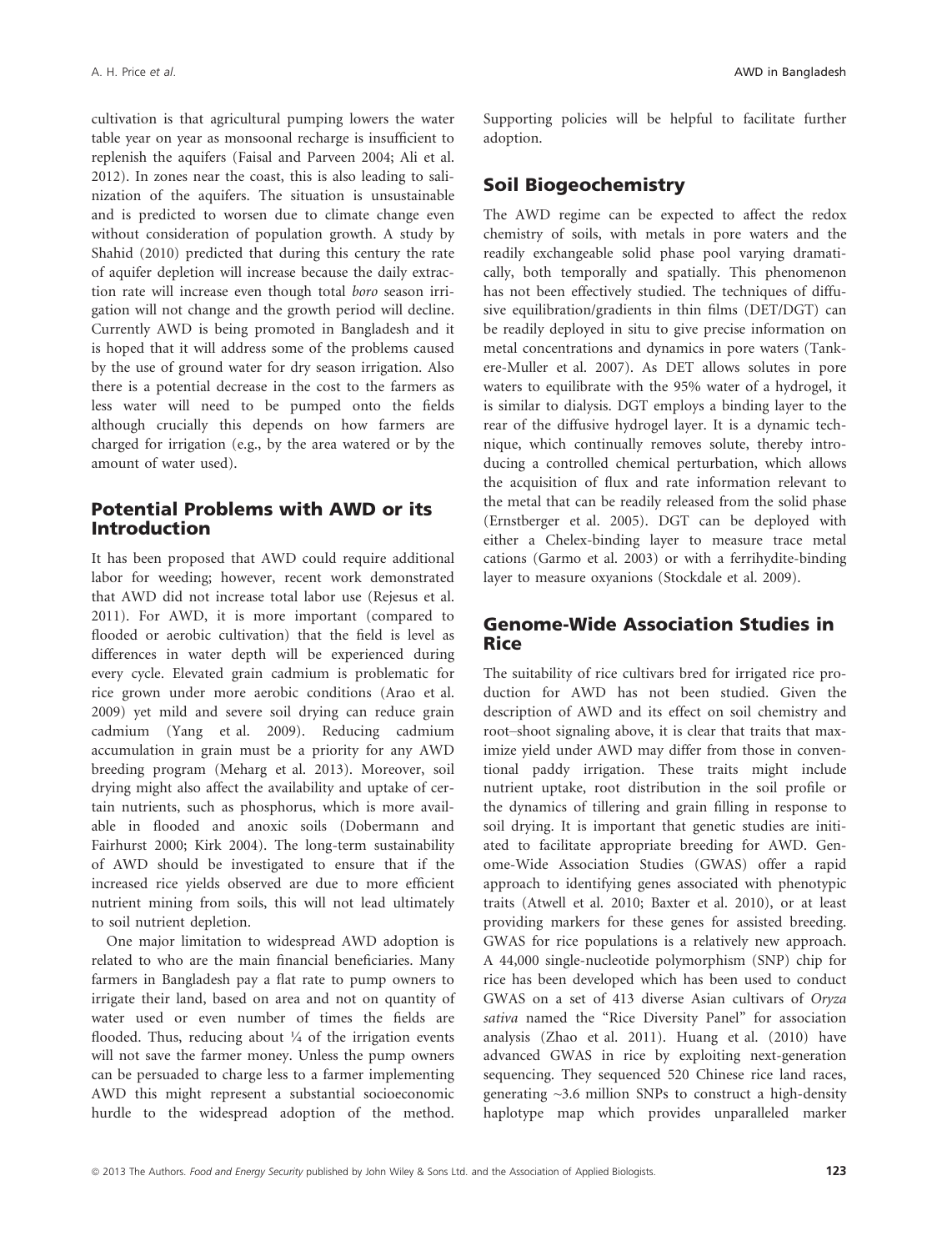cultivation is that agricultural pumping lowers the water table year on year as monsoonal recharge is insufficient to replenish the aquifers (Faisal and Parveen 2004; Ali et al. 2012). In zones near the coast, this is also leading to salinization of the aquifers. The situation is unsustainable and is predicted to worsen due to climate change even without consideration of population growth. A study by Shahid (2010) predicted that during this century the rate of aquifer depletion will increase because the daily extraction rate will increase even though total *boro* season irrigation will not change and the growth period will decline. Currently AWD is being promoted in Bangladesh and it is hoped that it will address some of the problems caused by the use of ground water for dry season irrigation. Also there is a potential decrease in the cost to the farmers as less water will need to be pumped onto the fields although crucially this depends on how farmers are charged for irrigation (e.g., by the area watered or by the amount of water used).

## Potential Problems with AWD or its Introduction

It has been proposed that AWD could require additional labor for weeding; however, recent work demonstrated that AWD did not increase total labor use (Rejesus et al. 2011). For AWD, it is more important (compared to flooded or aerobic cultivation) that the field is level as differences in water depth will be experienced during every cycle. Elevated grain cadmium is problematic for rice grown under more aerobic conditions (Arao et al. 2009) yet mild and severe soil drying can reduce grain cadmium (Yang et al. 2009). Reducing cadmium accumulation in grain must be a priority for any AWD breeding program (Meharg et al. 2013). Moreover, soil drying might also affect the availability and uptake of certain nutrients, such as phosphorus, which is more available in flooded and anoxic soils (Dobermann and Fairhurst 2000; Kirk 2004). The long-term sustainability of AWD should be investigated to ensure that if the increased rice yields observed are due to more efficient nutrient mining from soils, this will not lead ultimately to soil nutrient depletion.

One major limitation to widespread AWD adoption is related to who are the main financial beneficiaries. Many farmers in Bangladesh pay a flat rate to pump owners to irrigate their land, based on area and not on quantity of water used or even number of times the fields are flooded. Thus, reducing about ¼ of the irrigation events will not save the farmer money. Unless the pump owners can be persuaded to charge less to a farmer implementing AWD this might represent a substantial socioeconomic hurdle to the widespread adoption of the method. Supporting policies will be helpful to facilitate further adoption.

## Soil Biogeochemistry

The AWD regime can be expected to affect the redox chemistry of soils, with metals in pore waters and the readily exchangeable solid phase pool varying dramatically, both temporally and spatially. This phenomenon has not been effectively studied. The techniques of diffusive equilibration/gradients in thin films (DET/DGT) can be readily deployed in situ to give precise information on metal concentrations and dynamics in pore waters (Tankere-Muller et al. 2007). As DET allows solutes in pore waters to equilibrate with the 95% water of a hydrogel, it is similar to dialysis. DGT employs a binding layer to the rear of the diffusive hydrogel layer. It is a dynamic technique, which continually removes solute, thereby introducing a controlled chemical perturbation, which allows the acquisition of flux and rate information relevant to the metal that can be readily released from the solid phase (Ernstberger et al. 2005). DGT can be deployed with either a Chelex-binding layer to measure trace metal cations (Garmo et al. 2003) or with a ferrihydite-binding layer to measure oxyanions (Stockdale et al. 2009).

## Genome-Wide Association Studies in Rice

The suitability of rice cultivars bred for irrigated rice production for AWD has not been studied. Given the description of AWD and its effect on soil chemistry and root–shoot signaling above, it is clear that traits that maximize yield under AWD may differ from those in conventional paddy irrigation. These traits might include nutrient uptake, root distribution in the soil profile or the dynamics of tillering and grain filling in response to soil drying. It is important that genetic studies are initiated to facilitate appropriate breeding for AWD. Genome-Wide Association Studies (GWAS) offer a rapid approach to identifying genes associated with phenotypic traits (Atwell et al. 2010; Baxter et al. 2010), or at least providing markers for these genes for assisted breeding. GWAS for rice populations is a relatively new approach. A 44,000 single-nucleotide polymorphism (SNP) chip for rice has been developed which has been used to conduct GWAS on a set of 413 diverse Asian cultivars of *Oryza sativa* named the "Rice Diversity Panel" for association analysis (Zhao et al. 2011). Huang et al. (2010) have advanced GWAS in rice by exploiting next-generation sequencing. They sequenced 520 Chinese rice land races, generating ~3.6 million SNPs to construct a high-density haplotype map which provides unparalleled marker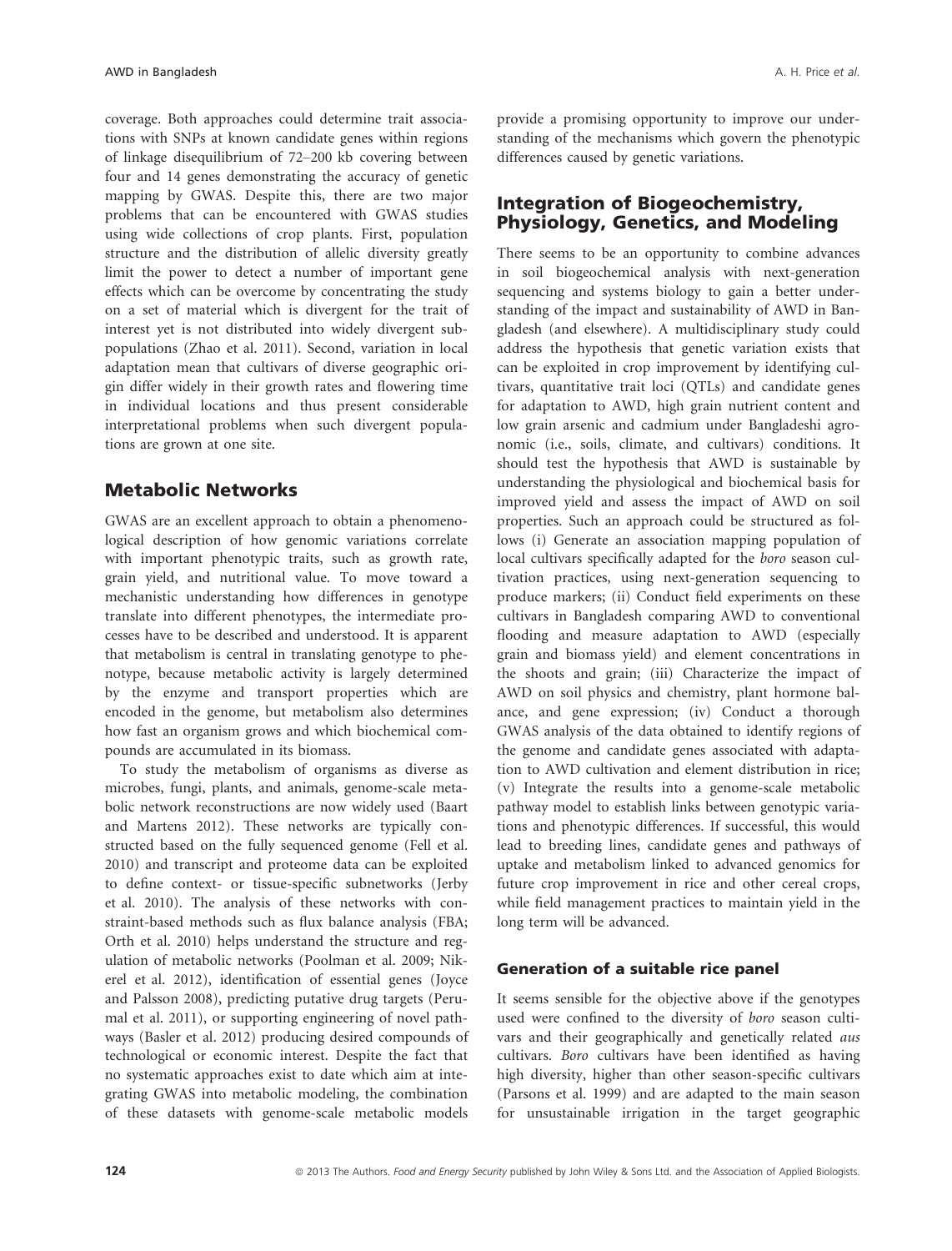coverage. Both approaches could determine trait associations with SNPs at known candidate genes within regions of linkage disequilibrium of 72–200 kb covering between four and 14 genes demonstrating the accuracy of genetic mapping by GWAS. Despite this, there are two major problems that can be encountered with GWAS studies using wide collections of crop plants. First, population structure and the distribution of allelic diversity greatly limit the power to detect a number of important gene effects which can be overcome by concentrating the study on a set of material which is divergent for the trait of interest yet is not distributed into widely divergent subpopulations (Zhao et al. 2011). Second, variation in local adaptation mean that cultivars of diverse geographic origin differ widely in their growth rates and flowering time in individual locations and thus present considerable interpretational problems when such divergent populations are grown at one site.

## Metabolic Networks

GWAS are an excellent approach to obtain a phenomenological description of how genomic variations correlate with important phenotypic traits, such as growth rate, grain yield, and nutritional value. To move toward a mechanistic understanding how differences in genotype translate into different phenotypes, the intermediate processes have to be described and understood. It is apparent that metabolism is central in translating genotype to phenotype, because metabolic activity is largely determined by the enzyme and transport properties which are encoded in the genome, but metabolism also determines how fast an organism grows and which biochemical compounds are accumulated in its biomass.

To study the metabolism of organisms as diverse as microbes, fungi, plants, and animals, genome-scale metabolic network reconstructions are now widely used (Baart and Martens 2012). These networks are typically constructed based on the fully sequenced genome (Fell et al. 2010) and transcript and proteome data can be exploited to define context- or tissue-specific subnetworks (Jerby et al. 2010). The analysis of these networks with constraint-based methods such as flux balance analysis (FBA; Orth et al. 2010) helps understand the structure and regulation of metabolic networks (Poolman et al. 2009; Nikerel et al. 2012), identification of essential genes (Joyce and Palsson 2008), predicting putative drug targets (Perumal et al. 2011), or supporting engineering of novel pathways (Basler et al. 2012) producing desired compounds of technological or economic interest. Despite the fact that no systematic approaches exist to date which aim at integrating GWAS into metabolic modeling, the combination of these datasets with genome-scale metabolic models provide a promising opportunity to improve our understanding of the mechanisms which govern the phenotypic differences caused by genetic variations.

## Integration of Biogeochemistry, Physiology, Genetics, and Modeling

There seems to be an opportunity to combine advances in soil biogeochemical analysis with next-generation sequencing and systems biology to gain a better understanding of the impact and sustainability of AWD in Bangladesh (and elsewhere). A multidisciplinary study could address the hypothesis that genetic variation exists that can be exploited in crop improvement by identifying cultivars, quantitative trait loci (QTLs) and candidate genes for adaptation to AWD, high grain nutrient content and low grain arsenic and cadmium under Bangladeshi agronomic (i.e., soils, climate, and cultivars) conditions. It should test the hypothesis that AWD is sustainable by understanding the physiological and biochemical basis for improved yield and assess the impact of AWD on soil properties. Such an approach could be structured as follows (i) Generate an association mapping population of local cultivars specifically adapted for the *boro* season cultivation practices, using next-generation sequencing to produce markers; (ii) Conduct field experiments on these cultivars in Bangladesh comparing AWD to conventional flooding and measure adaptation to AWD (especially grain and biomass yield) and element concentrations in the shoots and grain; (iii) Characterize the impact of AWD on soil physics and chemistry, plant hormone balance, and gene expression; (iv) Conduct a thorough GWAS analysis of the data obtained to identify regions of the genome and candidate genes associated with adaptation to AWD cultivation and element distribution in rice; (v) Integrate the results into a genome-scale metabolic pathway model to establish links between genotypic variations and phenotypic differences. If successful, this would lead to breeding lines, candidate genes and pathways of uptake and metabolism linked to advanced genomics for future crop improvement in rice and other cereal crops, while field management practices to maintain yield in the long term will be advanced.

### Generation of a suitable rice panel

It seems sensible for the objective above if the genotypes used were confined to the diversity of *boro* season cultivars and their geographically and genetically related *aus* cultivars. *Boro* cultivars have been identified as having high diversity, higher than other season-specific cultivars (Parsons et al. 1999) and are adapted to the main season for unsustainable irrigation in the target geographic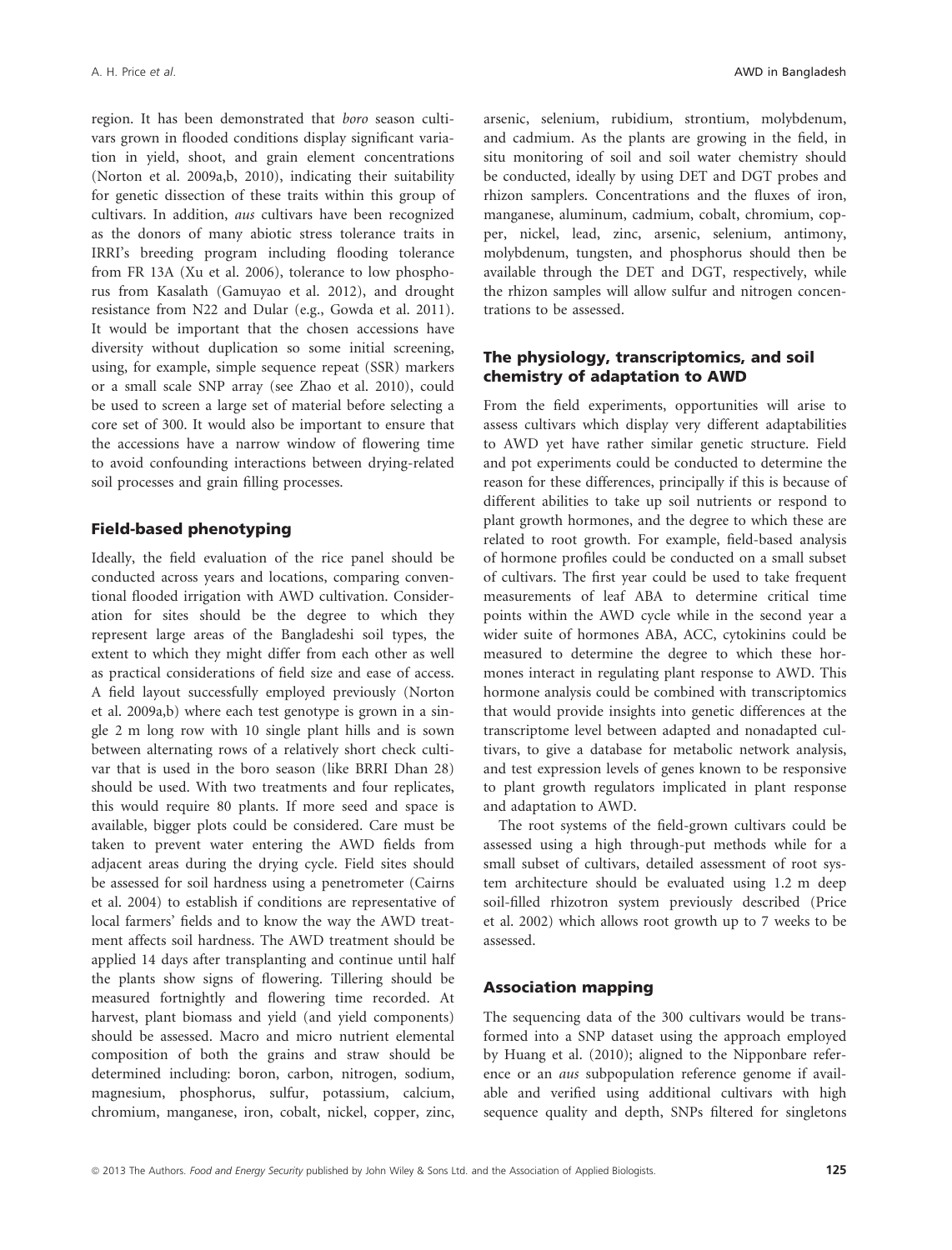region. It has been demonstrated that *boro* season cultivars grown in flooded conditions display significant variation in yield, shoot, and grain element concentrations (Norton et al. 2009a,b, 2010), indicating their suitability for genetic dissection of these traits within this group of cultivars. In addition, *aus* cultivars have been recognized as the donors of many abiotic stress tolerance traits in IRRI's breeding program including flooding tolerance from FR 13A (Xu et al. 2006), tolerance to low phosphorus from Kasalath (Gamuyao et al. 2012), and drought resistance from N22 and Dular (e.g., Gowda et al. 2011). It would be important that the chosen accessions have diversity without duplication so some initial screening, using, for example, simple sequence repeat (SSR) markers or a small scale SNP array (see Zhao et al. 2010), could be used to screen a large set of material before selecting a core set of 300. It would also be important to ensure that the accessions have a narrow window of flowering time to avoid confounding interactions between drying-related soil processes and grain filling processes.

## Field-based phenotyping

Ideally, the field evaluation of the rice panel should be conducted across years and locations, comparing conventional flooded irrigation with AWD cultivation. Consideration for sites should be the degree to which they represent large areas of the Bangladeshi soil types, the extent to which they might differ from each other as well as practical considerations of field size and ease of access. A field layout successfully employed previously (Norton et al. 2009a,b) where each test genotype is grown in a single 2 m long row with 10 single plant hills and is sown between alternating rows of a relatively short check cultivar that is used in the boro season (like BRRI Dhan 28) should be used. With two treatments and four replicates, this would require 80 plants. If more seed and space is available, bigger plots could be considered. Care must be taken to prevent water entering the AWD fields from adjacent areas during the drying cycle. Field sites should be assessed for soil hardness using a penetrometer (Cairns et al. 2004) to establish if conditions are representative of local farmers' fields and to know the way the AWD treatment affects soil hardness. The AWD treatment should be applied 14 days after transplanting and continue until half the plants show signs of flowering. Tillering should be measured fortnightly and flowering time recorded. At harvest, plant biomass and yield (and yield components) should be assessed. Macro and micro nutrient elemental composition of both the grains and straw should be determined including: boron, carbon, nitrogen, sodium, magnesium, phosphorus, sulfur, potassium, calcium, chromium, manganese, iron, cobalt, nickel, copper, zinc, arsenic, selenium, rubidium, strontium, molybdenum, and cadmium. As the plants are growing in the field, in situ monitoring of soil and soil water chemistry should be conducted, ideally by using DET and DGT probes and rhizon samplers. Concentrations and the fluxes of iron, manganese, aluminum, cadmium, cobalt, chromium, copper, nickel, lead, zinc, arsenic, selenium, antimony, molybdenum, tungsten, and phosphorus should then be available through the DET and DGT, respectively, while the rhizon samples will allow sulfur and nitrogen concentrations to be assessed.

## The physiology, transcriptomics, and soil chemistry of adaptation to AWD

From the field experiments, opportunities will arise to assess cultivars which display very different adaptabilities to AWD yet have rather similar genetic structure. Field and pot experiments could be conducted to determine the reason for these differences, principally if this is because of different abilities to take up soil nutrients or respond to plant growth hormones, and the degree to which these are related to root growth. For example, field-based analysis of hormone profiles could be conducted on a small subset of cultivars. The first year could be used to take frequent measurements of leaf ABA to determine critical time points within the AWD cycle while in the second year a wider suite of hormones ABA, ACC, cytokinins could be measured to determine the degree to which these hormones interact in regulating plant response to AWD. This hormone analysis could be combined with transcriptomics that would provide insights into genetic differences at the transcriptome level between adapted and nonadapted cultivars, to give a database for metabolic network analysis, and test expression levels of genes known to be responsive to plant growth regulators implicated in plant response and adaptation to AWD.

The root systems of the field-grown cultivars could be assessed using a high through-put methods while for a small subset of cultivars, detailed assessment of root system architecture should be evaluated using 1.2 m deep soil-filled rhizotron system previously described (Price et al. 2002) which allows root growth up to 7 weeks to be assessed.

## Association mapping

The sequencing data of the 300 cultivars would be transformed into a SNP dataset using the approach employed by Huang et al. (2010); aligned to the Nipponbare reference or an *aus* subpopulation reference genome if available and verified using additional cultivars with high sequence quality and depth, SNPs filtered for singletons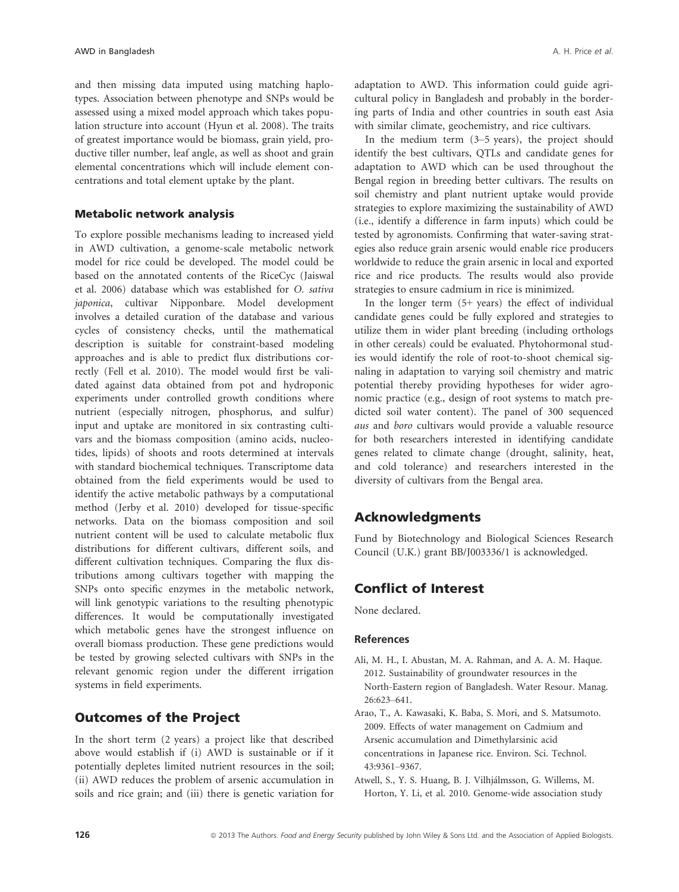and then missing data imputed using matching haplotypes. Association between phenotype and SNPs would be assessed using a mixed model approach which takes population structure into account (Hyun et al. 2008). The traits of greatest importance would be biomass, grain yield, productive tiller number, leaf angle, as well as shoot and grain elemental concentrations which will include element concentrations and total element uptake by the plant.

### Metabolic network analysis

To explore possible mechanisms leading to increased yield in AWD cultivation, a genome-scale metabolic network model for rice could be developed. The model could be based on the annotated contents of the RiceCyc (Jaiswal et al. 2006) database which was established for *O. sativa japonica*, cultivar Nipponbare. Model development involves a detailed curation of the database and various cycles of consistency checks, until the mathematical description is suitable for constraint-based modeling approaches and is able to predict flux distributions correctly (Fell et al. 2010). The model would first be validated against data obtained from pot and hydroponic experiments under controlled growth conditions where nutrient (especially nitrogen, phosphorus, and sulfur) input and uptake are monitored in six contrasting cultivars and the biomass composition (amino acids, nucleotides, lipids) of shoots and roots determined at intervals with standard biochemical techniques. Transcriptome data obtained from the field experiments would be used to identify the active metabolic pathways by a computational method (Jerby et al. 2010) developed for tissue-specific networks. Data on the biomass composition and soil nutrient content will be used to calculate metabolic flux distributions for different cultivars, different soils, and different cultivation techniques. Comparing the flux distributions among cultivars together with mapping the SNPs onto specific enzymes in the metabolic network, will link genotypic variations to the resulting phenotypic differences. It would be computationally investigated which metabolic genes have the strongest influence on overall biomass production. These gene predictions would be tested by growing selected cultivars with SNPs in the relevant genomic region under the different irrigation systems in field experiments.

## Outcomes of the Project

In the short term (2 years) a project like that described above would establish if (i) AWD is sustainable or if it potentially depletes limited nutrient resources in the soil; (ii) AWD reduces the problem of arsenic accumulation in soils and rice grain; and (iii) there is genetic variation for adaptation to AWD. This information could guide agricultural policy in Bangladesh and probably in the bordering parts of India and other countries in south east Asia with similar climate, geochemistry, and rice cultivars.

In the medium term (3–5 years), the project should identify the best cultivars, QTLs and candidate genes for adaptation to AWD which can be used throughout the Bengal region in breeding better cultivars. The results on soil chemistry and plant nutrient uptake would provide strategies to explore maximizing the sustainability of AWD (i.e., identify a difference in farm inputs) which could be tested by agronomists. Confirming that water-saving strategies also reduce grain arsenic would enable rice producers worldwide to reduce the grain arsenic in local and exported rice and rice products. The results would also provide strategies to ensure cadmium in rice is minimized.

In the longer term (5+ years) the effect of individual candidate genes could be fully explored and strategies to utilize them in wider plant breeding (including orthologs in other cereals) could be evaluated. Phytohormonal studies would identify the role of root-to-shoot chemical signaling in adaptation to varying soil chemistry and matric potential thereby providing hypotheses for wider agronomic practice (e.g., design of root systems to match predicted soil water content). The panel of 300 sequenced *aus* and *boro* cultivars would provide a valuable resource for both researchers interested in identifying candidate genes related to climate change (drought, salinity, heat, and cold tolerance) and researchers interested in the diversity of cultivars from the Bengal area.

## Acknowledgments

Fund by Biotechnology and Biological Sciences Research Council (U.K.) grant BB/J003336/1 is acknowledged.

## Conflict of Interest

None declared.

### References

Ali, M. H., I. Abustan, M. A. Rahman, and A. A. M. Haque. 2012. Sustainability of groundwater resources in the North-Eastern region of Bangladesh. Water Resour. Manag. 26:623–641.

Arao, T., A. Kawasaki, K. Baba, S. Mori, and S. Matsumoto. 2009. Effects of water management on Cadmium and Arsenic accumulation and Dimethylarsinic acid concentrations in Japanese rice. Environ. Sci. Technol. 43:9361–9367.

Atwell, S., Y. S. Huang, B. J. Vilhjálmsson, G. Willems, M. Horton, Y. Li, et al. 2010. Genome-wide association study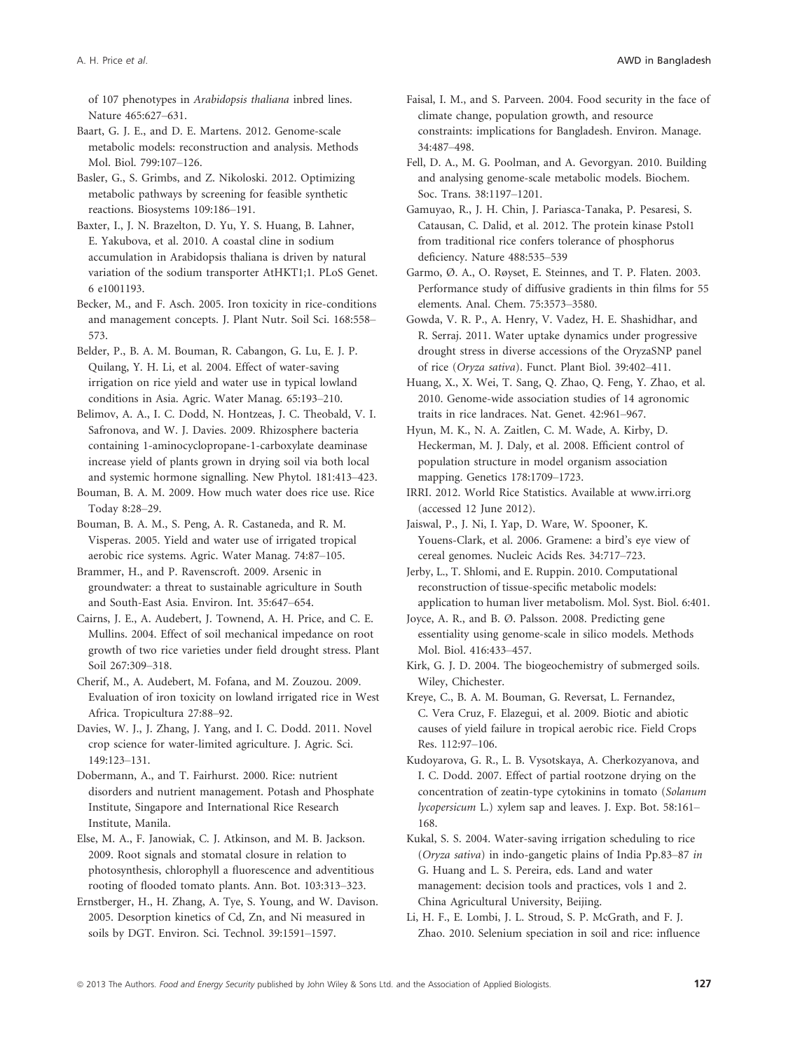of 107 phenotypes in *Arabidopsis thaliana* inbred lines. Nature 465:627–631.

Baart, G. J. E., and D. E. Martens. 2012. Genome-scale metabolic models: reconstruction and analysis. Methods Mol. Biol. 799:107–126.

Basler, G., S. Grimbs, and Z. Nikoloski. 2012. Optimizing metabolic pathways by screening for feasible synthetic reactions. Biosystems 109:186–191.

Baxter, I., J. N. Brazelton, D. Yu, Y. S. Huang, B. Lahner, E. Yakubova, et al. 2010. A coastal cline in sodium accumulation in Arabidopsis thaliana is driven by natural variation of the sodium transporter AtHKT1;1. PLoS Genet. 6 e1001193.

Becker, M., and F. Asch. 2005. Iron toxicity in rice-conditions and management concepts. J. Plant Nutr. Soil Sci. 168:558–573.

Belder, P., B. A. M. Bouman, R. Cabangon, G. Lu, E. J. P. Quilang, Y. H. Li, et al. 2004. Effect of water-saving irrigation on rice yield and water use in typical lowland conditions in Asia. Agric. Water Manag. 65:193–210.

Belimov, A. A., I. C. Dodd, N. Hontzeas, J. C. Theobald, V. I. Safronova, and W. J. Davies. 2009. Rhizosphere bacteria containing 1-aminocyclopropane-1-carboxylate deaminase increase yield of plants grown in drying soil via both local and systemic hormone signalling. New Phytol. 181:413–423.

Bouman, B. A. M. 2009. How much water does rice use. Rice Today 8:28–29.

Bouman, B. A. M., S. Peng, A. R. Castaneda, and R. M. Visperas. 2005. Yield and water use of irrigated tropical aerobic rice systems. Agric. Water Manag. 74:87–105.

Brammer, H., and P. Ravenscroft. 2009. Arsenic in groundwater: a threat to sustainable agriculture in South and South-East Asia. Environ. Int. 35:647–654.

Cairns, J. E., A. Audebert, J. Townend, A. H. Price, and C. E. Mullins. 2004. Effect of soil mechanical impedance on root growth of two rice varieties under field drought stress. Plant Soil 267:309–318.

Cherif, M., A. Audebert, M. Fofana, and M. Zouzou. 2009. Evaluation of iron toxicity on lowland irrigated rice in West Africa. Tropicultura 27:88–92.

Davies, W. J., J. Zhang, J. Yang, and I. C. Dodd. 2011. Novel crop science for water-limited agriculture. J. Agric. Sci. 149:123–131.

Dobermann, A., and T. Fairhurst. 2000. Rice: nutrient disorders and nutrient management. Potash and Phosphate Institute, Singapore and International Rice Research Institute, Manila.

Else, M. A., F. Janowiak, C. J. Atkinson, and M. B. Jackson. 2009. Root signals and stomatal closure in relation to photosynthesis, chlorophyll a fluorescence and adventitious rooting of flooded tomato plants. Ann. Bot. 103:313–323.

Ernstberger, H., H. Zhang, A. Tye, S. Young, and W. Davison. 2005. Desorption kinetics of Cd, Zn, and Ni measured in soils by DGT. Environ. Sci. Technol. 39:1591–1597.

Faisal, I. M., and S. Parveen. 2004. Food security in the face of climate change, population growth, and resource constraints: implications for Bangladesh. Environ. Manage. 34:487–498.

Fell, D. A., M. G. Poolman, and A. Gevorgyan. 2010. Building and analysing genome-scale metabolic models. Biochem. Soc. Trans. 38:1197–1201.

Gamuyao, R., J. H. Chin, J. Pariasca-Tanaka, P. Pesaresi, S. Catausan, C. Dalid, et al. 2012. The protein kinase Pstol1 from traditional rice confers tolerance of phosphorus deficiency. Nature 488:535–539

Garmo, Ø. A., O. Røyset, E. Steinnes, and T. P. Flaten. 2003. Performance study of diffusive gradients in thin films for 55 elements. Anal. Chem. 75:3573–3580.

Gowda, V. R. P., A. Henry, V. Vadez, H. E. Shashidhar, and R. Serraj. 2011. Water uptake dynamics under progressive drought stress in diverse accessions of the OryzaSNP panel of rice (*Oryza sativa*). Funct. Plant Biol. 39:402–411.

Huang, X., X. Wei, T. Sang, Q. Zhao, Q. Feng, Y. Zhao, et al. 2010. Genome-wide association studies of 14 agronomic traits in rice landraces. Nat. Genet. 42:961–967.

Hyun, M. K., N. A. Zaitlen, C. M. Wade, A. Kirby, D. Heckerman, M. J. Daly, et al. 2008. Efficient control of population structure in model organism association mapping. Genetics 178:1709–1723.

IRRI. 2012. World Rice Statistics. Available at www.irri.org (accessed 12 June 2012).

Jaiswal, P., J. Ni, I. Yap, D. Ware, W. Spooner, K. Youens-Clark, et al. 2006. Gramene: a bird's eye view of cereal genomes. Nucleic Acids Res. 34:717–723.

Jerby, L., T. Shlomi, and E. Ruppin. 2010. Computational reconstruction of tissue-specific metabolic models: application to human liver metabolism. Mol. Syst. Biol. 6:401.

Joyce, A. R., and B. Ø. Palsson. 2008. Predicting gene essentiality using genome-scale in silico models. Methods Mol. Biol. 416:433–457.

Kirk, G. J. D. 2004. The biogeochemistry of submerged soils. Wiley, Chichester.

Kreye, C., B. A. M. Bouman, G. Reversat, L. Fernandez, C. Vera Cruz, F. Elazegui, et al. 2009. Biotic and abiotic causes of yield failure in tropical aerobic rice. Field Crops Res. 112:97–106.

Kudoyarova, G. R., L. B. Vysotskaya, A. Cherkozyanova, and I. C. Dodd. 2007. Effect of partial rootzone drying on the concentration of zeatin-type cytokinins in tomato (*Solanum lycopersicum* L.) xylem sap and leaves. J. Exp. Bot. 58:161–168.

Kukal, S. S. 2004. Water-saving irrigation scheduling to rice (*Oryza sativa*) in indo-gangetic plains of India Pp.83–87 *in* G. Huang and L. S. Pereira, eds. Land and water management: decision tools and practices, vols 1 and 2. China Agricultural University, Beijing.

Li, H. F., E. Lombi, J. L. Stroud, S. P. McGrath, and F. J. Zhao. 2010. Selenium speciation in soil and rice: influence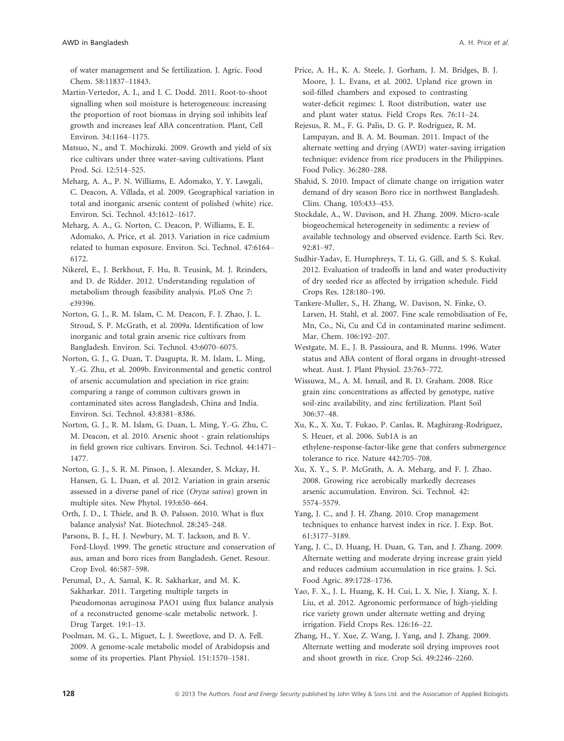of water management and Se fertilization. J. Agric. Food Chem. 58:11837–11843.

Martin-Vertedor, A. I., and I. C. Dodd. 2011. Root-to-shoot signalling when soil moisture is heterogeneous: increasing the proportion of root biomass in drying soil inhibits leaf growth and increases leaf ABA concentration. Plant, Cell Environ. 34:1164–1175.

Matsuo, N., and T. Mochizuki. 2009. Growth and yield of six rice cultivars under three water-saving cultivations. Plant Prod. Sci. 12:514–525.

Meharg, A. A., P. N. Williams, E. Adomako, Y. Y. Lawgali, C. Deacon, A. Villada, et al. 2009. Geographical variation in total and inorganic arsenic content of polished (white) rice. Environ. Sci. Technol. 43:1612–1617.

Meharg, A. A., G. Norton, C. Deacon, P. Williams, E. E. Adomako, A. Price, et al. 2013. Variation in rice cadmium related to human exposure. Environ. Sci. Technol. 47:6164–6172.

Nikerel, E., J. Berkhout, F. Hu, B. Teusink, M. J. Reinders, and D. de Ridder. 2012. Understanding regulation of metabolism through feasibility analysis. PLoS One 7: e39396.

Norton, G. J., R. M. Islam, C. M. Deacon, F. J. Zhao, J. L. Stroud, S. P. McGrath, et al. 2009a. Identification of low inorganic and total grain arsenic rice cultivars from Bangladesh. Environ. Sci. Technol. 43:6070–6075.

Norton, G. J., G. Duan, T. Dasgupta, R. M. Islam, L. Ming, Y.-G. Zhu, et al. 2009b. Environmental and genetic control of arsenic accumulation and speciation in rice grain: comparing a range of common cultivars grown in contaminated sites across Bangladesh, China and India. Environ. Sci. Technol. 43:8381–8386.

Norton, G. J., R. M. Islam, G. Duan, L. Ming, Y.-G. Zhu, C. M. Deacon, et al. 2010. Arsenic shoot - grain relationships in field grown rice cultivars. Environ. Sci. Technol. 44:1471–1477.

Norton, G. J., S. R. M. Pinson, J. Alexander, S. Mckay, H. Hansen, G. L. Duan, et al. 2012. Variation in grain arsenic assessed in a diverse panel of rice (*Oryza sativa*) grown in multiple sites. New Phytol. 193:650–664.

Orth, J. D., I. Thiele, and B. Ø. Palsson. 2010. What is flux balance analysis? Nat. Biotechnol. 28:245–248.

Parsons, B. J., H. J. Newbury, M. T. Jackson, and B. V. Ford-Lloyd. 1999. The genetic structure and conservation of aus, aman and boro rices from Bangladesh. Genet. Resour. Crop Evol. 46:587–598.

Perumal, D., A. Samal, K. R. Sakharkar, and M. K. Sakharkar. 2011. Targeting multiple targets in Pseudomonas aeruginosa PAO1 using flux balance analysis of a reconstructed genome-scale metabolic network. J. Drug Target. 19:1–13.

Poolman, M. G., L. Miguet, L. J. Sweetlove, and D. A. Fell. 2009. A genome-scale metabolic model of Arabidopsis and some of its properties. Plant Physiol. 151:1570–1581.

Price, A. H., K. A. Steele, J. Gorham, J. M. Bridges, B. J. Moore, J. L. Evans, et al. 2002. Upland rice grown in soil-filled chambers and exposed to contrasting water-deficit regimes: I. Root distribution, water use and plant water status. Field Crops Res. 76:11–24.

Rejesus, R. M., F. G. Palis, D. G. P. Rodriguez, R. M. Lampayan, and B. A. M. Bouman. 2011. Impact of the alternate wetting and drying (AWD) water-saving irrigation technique: evidence from rice producers in the Philippines. Food Policy. 36:280–288.

Shahid, S. 2010. Impact of climate change on irrigation water demand of dry season Boro rice in northwest Bangladesh. Clim. Chang. 105:433–453.

Stockdale, A., W. Davison, and H. Zhang. 2009. Micro-scale biogeochemical heterogeneity in sediments: a review of available technology and observed evidence. Earth Sci. Rev. 92:81–97.

Sudhir-Yadav, E. Humphreys, T. Li, G. Gill, and S. S. Kukal. 2012. Evaluation of tradeoffs in land and water productivity of dry seeded rice as affected by irrigation schedule. Field Crops Res. 128:180–190.

Tankere-Muller, S., H. Zhang, W. Davison, N. Finke, O. Larsen, H. Stahl, et al. 2007. Fine scale remobilisation of Fe, Mn, Co., Ni, Cu and Cd in contaminated marine sediment. Mar. Chem. 106:192–207.

Westgate, M. E., J. B. Passioura, and R. Munns. 1996. Water status and ABA content of floral organs in drought-stressed wheat. Aust. J. Plant Physiol. 23:763–772.

Wissuwa, M., A. M. Ismail, and R. D. Graham. 2008. Rice grain zinc concentrations as affected by genotype, native soil-zinc availability, and zinc fertilization. Plant Soil 306:37–48.

Xu, K., X. Xu, T. Fukao, P. Canlas, R. Maghirang-Rodriguez, S. Heuer, et al. 2006. Sub1A is an ethylene-response-factor-like gene that confers submergence tolerance to rice. Nature 442:705–708.

Xu, X. Y., S. P. McGrath, A. A. Meharg, and F. J. Zhao. 2008. Growing rice aerobically markedly decreases arsenic accumulation. Environ. Sci. Technol. 42: 5574–5579.

Yang, J. C., and J. H. Zhang. 2010. Crop management techniques to enhance harvest index in rice. J. Exp. Bot. 61:3177–3189.

Yang, J. C., D. Huang, H. Duan, G. Tan, and J. Zhang. 2009. Alternate wetting and moderate drying increase grain yield and reduces cadmium accumulation in rice grains. J. Sci. Food Agric. 89:1728–1736.

Yao, F. X., J. L. Huang, K. H. Cui, L. X. Nie, J. Xiang, X. J. Liu, et al. 2012. Agronomic performance of high-yielding rice variety grown under alternate wetting and drying irrigation. Field Crops Res. 126:16–22.

Zhang, H., Y. Xue, Z. Wang, J. Yang, and J. Zhang. 2009. Alternate wetting and moderate soil drying improves root and shoot growth in rice. Crop Sci. 49:2246–2260.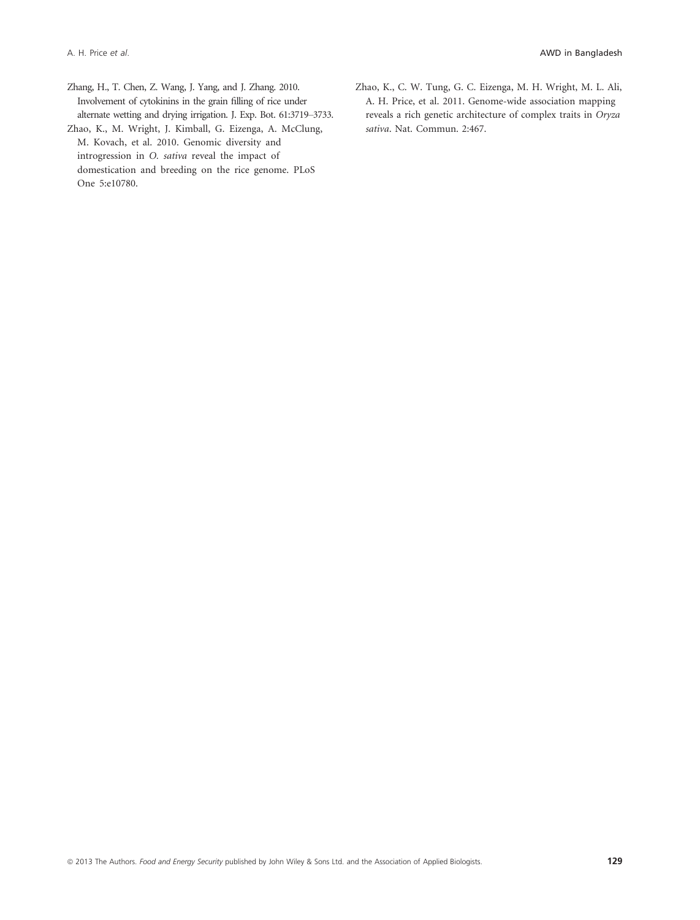Zhang, H., T. Chen, Z. Wang, J. Yang, and J. Zhang. 2010. Involvement of cytokinins in the grain filling of rice under alternate wetting and drying irrigation. J. Exp. Bot. 61:3719–3733.

Zhao, K., M. Wright, J. Kimball, G. Eizenga, A. McClung, M. Kovach, et al. 2010. Genomic diversity and introgression in *O. sativa* reveal the impact of domestication and breeding on the rice genome. PLoS One 5:e10780.

Zhao, K., C. W. Tung, G. C. Eizenga, M. H. Wright, M. L. Ali, A. H. Price, et al. 2011. Genome-wide association mapping reveals a rich genetic architecture of complex traits in *Oryza sativa*. Nat. Commun. 2:467.